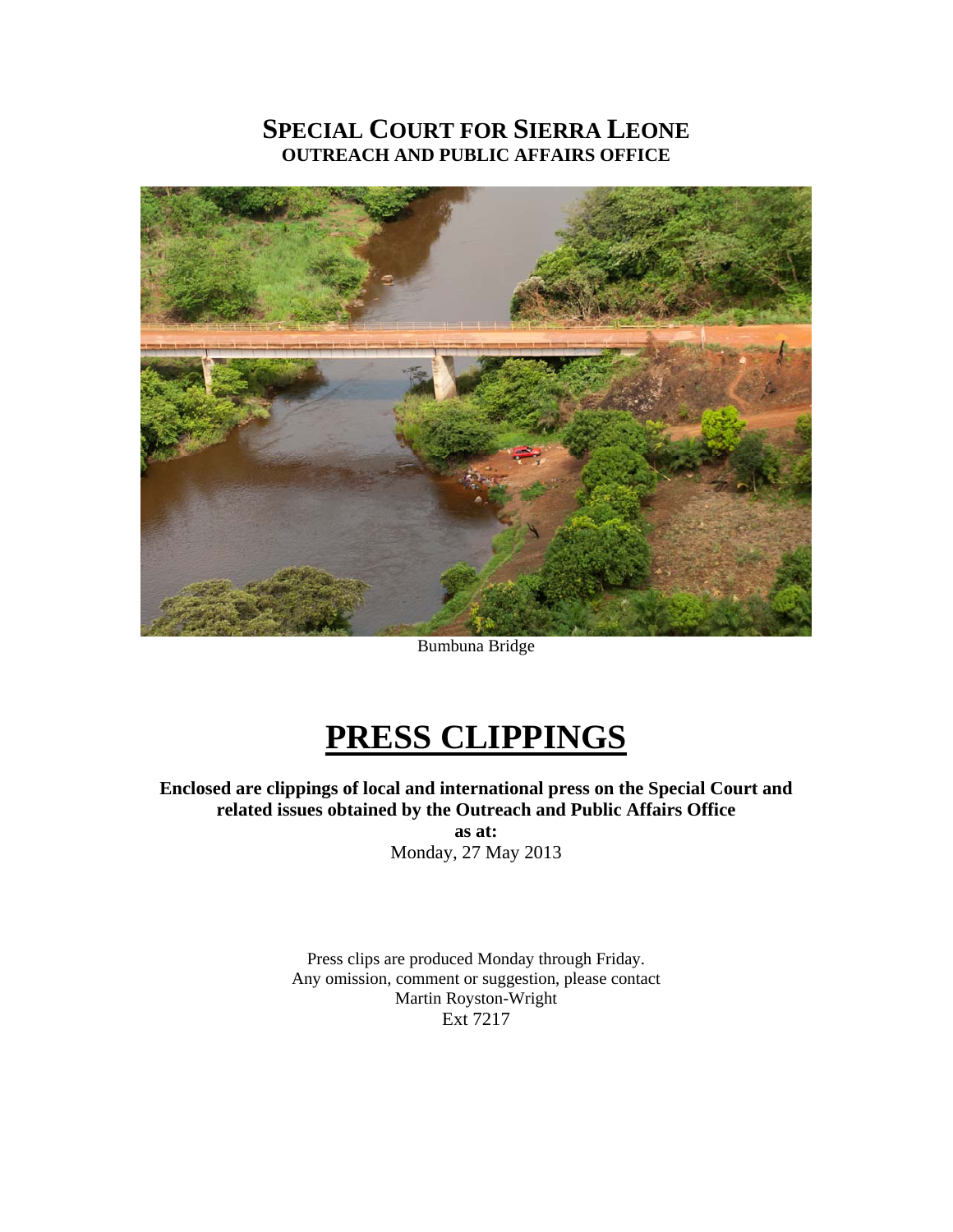# SPECIAL COURT FOR SIERRA LEONE
## OUTREACH AND PUBLIC AFFAIRS OFFICE

Bumbuna Bridge

# PRESS CLIPPINGS

**Enclosed are clippings of local and international press on the Special Court and related issues obtained by the Outreach and Public Affairs Office**

**as at:**

Monday, 27 May 2013

Press clips are produced Monday through Friday.
Any omission, comment or suggestion, please contact
Martin Royston-Wright
Ext 7217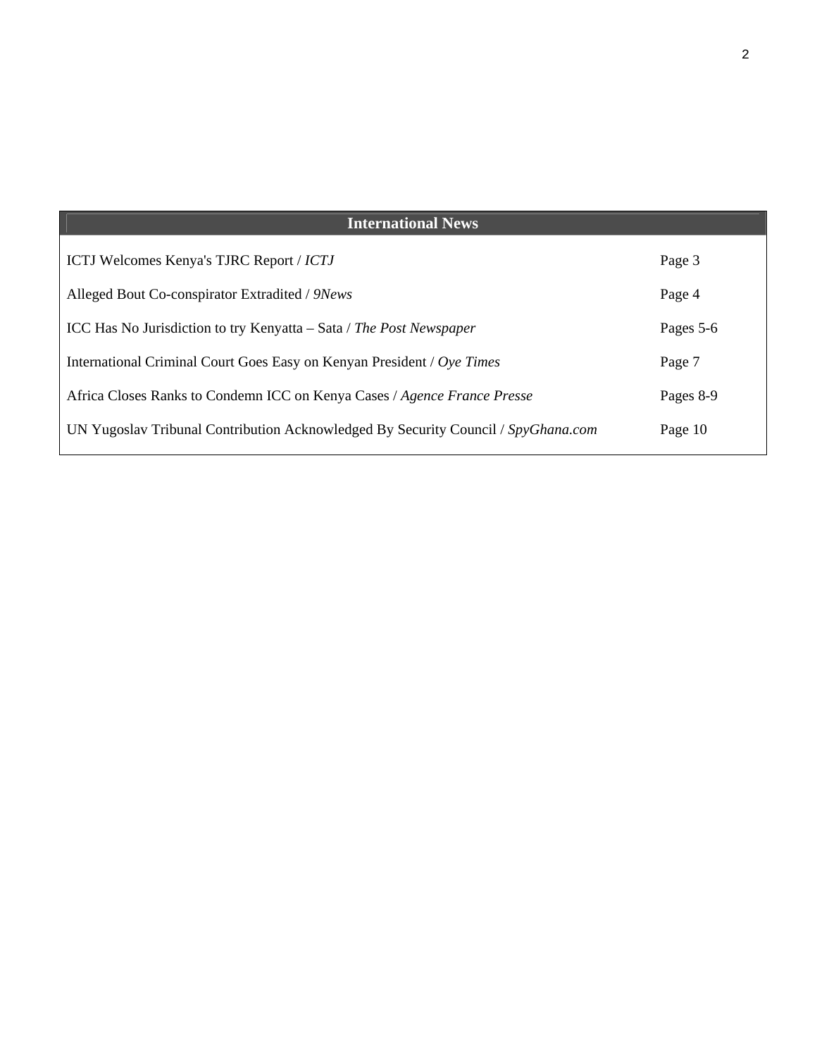## International News

| Article | Page |
|---|---|
| ICTJ Welcomes Kenya's TJRC Report / *ICTJ* | Page 3 |
| Alleged Bout Co-conspirator Extradited / *9News* | Page 4 |
| ICC Has No Jurisdiction to try Kenyatta – Sata / *The Post Newspaper* | Pages 5-6 |
| International Criminal Court Goes Easy on Kenyan President / *Oye Times* | Page 7 |
| Africa Closes Ranks to Condemn ICC on Kenya Cases / *Agence France Presse* | Pages 8-9 |
| UN Yugoslav Tribunal Contribution Acknowledged By Security Council / *SpyGhana.com* | Page 10 |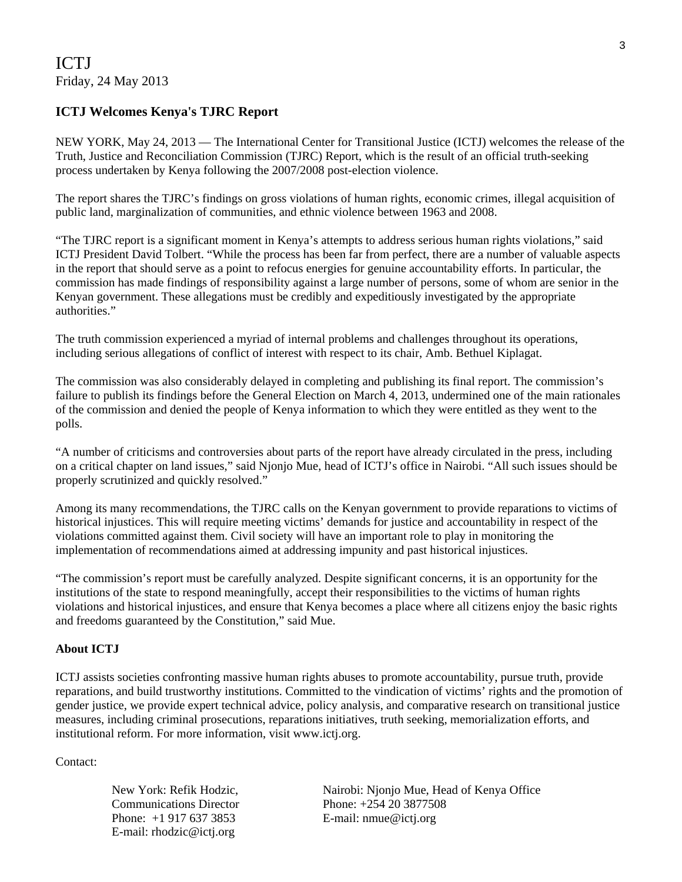ICTJ
Friday, 24 May 2013

**ICTJ Welcomes Kenya's TJRC Report**

NEW YORK, May 24, 2013 — The International Center for Transitional Justice (ICTJ) welcomes the release of the Truth, Justice and Reconciliation Commission (TJRC) Report, which is the result of an official truth-seeking process undertaken by Kenya following the 2007/2008 post-election violence.

The report shares the TJRC's findings on gross violations of human rights, economic crimes, illegal acquisition of public land, marginalization of communities, and ethnic violence between 1963 and 2008.

"The TJRC report is a significant moment in Kenya's attempts to address serious human rights violations," said ICTJ President David Tolbert. "While the process has been far from perfect, there are a number of valuable aspects in the report that should serve as a point to refocus energies for genuine accountability efforts. In particular, the commission has made findings of responsibility against a large number of persons, some of whom are senior in the Kenyan government. These allegations must be credibly and expeditiously investigated by the appropriate authorities."

The truth commission experienced a myriad of internal problems and challenges throughout its operations, including serious allegations of conflict of interest with respect to its chair, Amb. Bethuel Kiplagat.

The commission was also considerably delayed in completing and publishing its final report. The commission's failure to publish its findings before the General Election on March 4, 2013, undermined one of the main rationales of the commission and denied the people of Kenya information to which they were entitled as they went to the polls.

"A number of criticisms and controversies about parts of the report have already circulated in the press, including on a critical chapter on land issues," said Njonjo Mue, head of ICTJ's office in Nairobi. "All such issues should be properly scrutinized and quickly resolved."

Among its many recommendations, the TJRC calls on the Kenyan government to provide reparations to victims of historical injustices. This will require meeting victims' demands for justice and accountability in respect of the violations committed against them. Civil society will have an important role to play in monitoring the implementation of recommendations aimed at addressing impunity and past historical injustices.

"The commission's report must be carefully analyzed. Despite significant concerns, it is an opportunity for the institutions of the state to respond meaningfully, accept their responsibilities to the victims of human rights violations and historical injustices, and ensure that Kenya becomes a place where all citizens enjoy the basic rights and freedoms guaranteed by the Constitution," said Mue.

**About ICTJ**

ICTJ assists societies confronting massive human rights abuses to promote accountability, pursue truth, provide reparations, and build trustworthy institutions. Committed to the vindication of victims' rights and the promotion of gender justice, we provide expert technical advice, policy analysis, and comparative research on transitional justice measures, including criminal prosecutions, reparations initiatives, truth seeking, memorialization efforts, and institutional reform. For more information, visit www.ictj.org.

Contact:

New York: Refik Hodzic,
Communications Director
Phone: +1 917 637 3853
E-mail: rhodzic@ictj.org

Nairobi: Njonjo Mue, Head of Kenya Office
Phone: +254 20 3877508
E-mail: nmue@ictj.org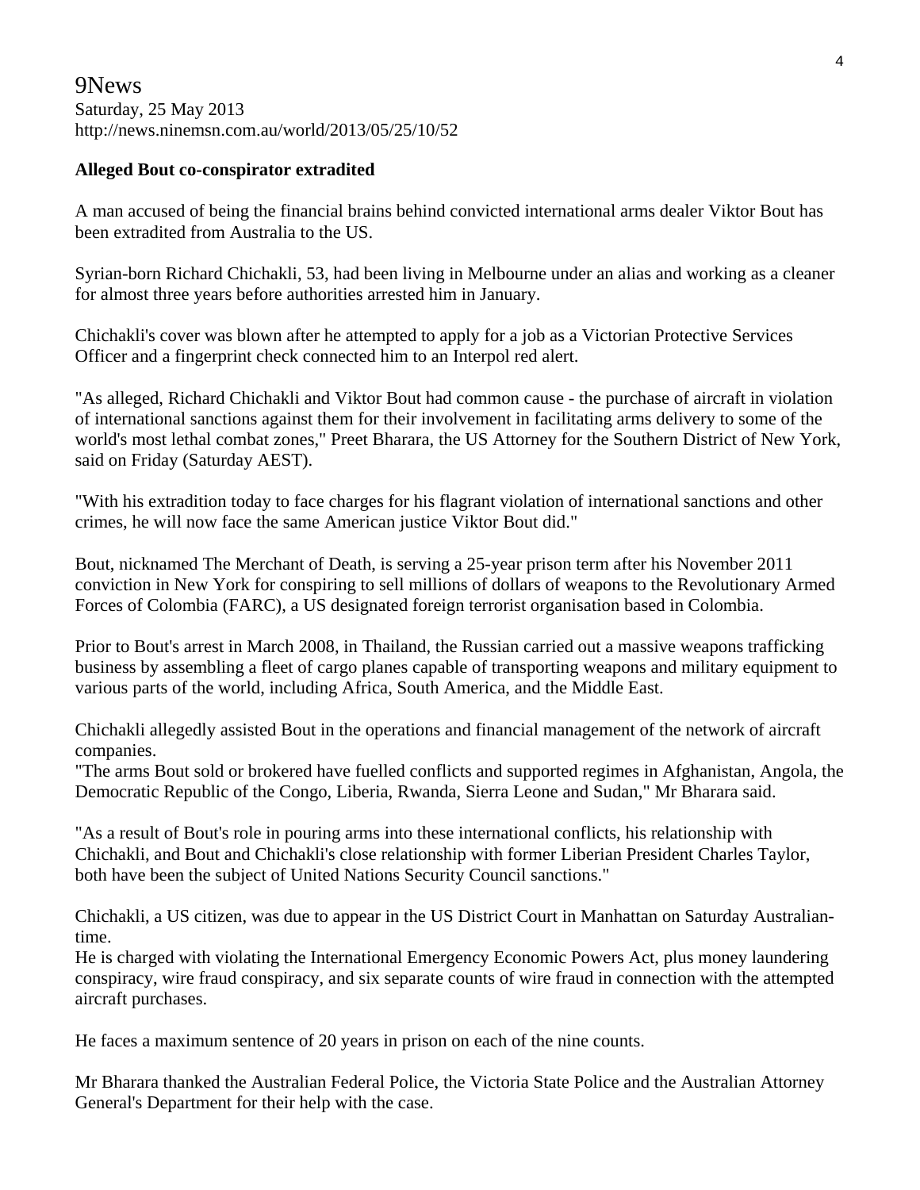9News
Saturday, 25 May 2013
http://news.ninemsn.com.au/world/2013/05/25/10/52

**Alleged Bout co-conspirator extradited**

A man accused of being the financial brains behind convicted international arms dealer Viktor Bout has been extradited from Australia to the US.

Syrian-born Richard Chichakli, 53, had been living in Melbourne under an alias and working as a cleaner for almost three years before authorities arrested him in January.

Chichakli's cover was blown after he attempted to apply for a job as a Victorian Protective Services Officer and a fingerprint check connected him to an Interpol red alert.

"As alleged, Richard Chichakli and Viktor Bout had common cause - the purchase of aircraft in violation of international sanctions against them for their involvement in facilitating arms delivery to some of the world's most lethal combat zones," Preet Bharara, the US Attorney for the Southern District of New York, said on Friday (Saturday AEST).

"With his extradition today to face charges for his flagrant violation of international sanctions and other crimes, he will now face the same American justice Viktor Bout did."

Bout, nicknamed The Merchant of Death, is serving a 25-year prison term after his November 2011 conviction in New York for conspiring to sell millions of dollars of weapons to the Revolutionary Armed Forces of Colombia (FARC), a US designated foreign terrorist organisation based in Colombia.

Prior to Bout's arrest in March 2008, in Thailand, the Russian carried out a massive weapons trafficking business by assembling a fleet of cargo planes capable of transporting weapons and military equipment to various parts of the world, including Africa, South America, and the Middle East.

Chichakli allegedly assisted Bout in the operations and financial management of the network of aircraft companies.
"The arms Bout sold or brokered have fuelled conflicts and supported regimes in Afghanistan, Angola, the Democratic Republic of the Congo, Liberia, Rwanda, Sierra Leone and Sudan," Mr Bharara said.

"As a result of Bout's role in pouring arms into these international conflicts, his relationship with Chichakli, and Bout and Chichakli's close relationship with former Liberian President Charles Taylor, both have been the subject of United Nations Security Council sanctions."

Chichakli, a US citizen, was due to appear in the US District Court in Manhattan on Saturday Australian-time.
He is charged with violating the International Emergency Economic Powers Act, plus money laundering conspiracy, wire fraud conspiracy, and six separate counts of wire fraud in connection with the attempted aircraft purchases.

He faces a maximum sentence of 20 years in prison on each of the nine counts.

Mr Bharara thanked the Australian Federal Police, the Victoria State Police and the Australian Attorney General's Department for their help with the case.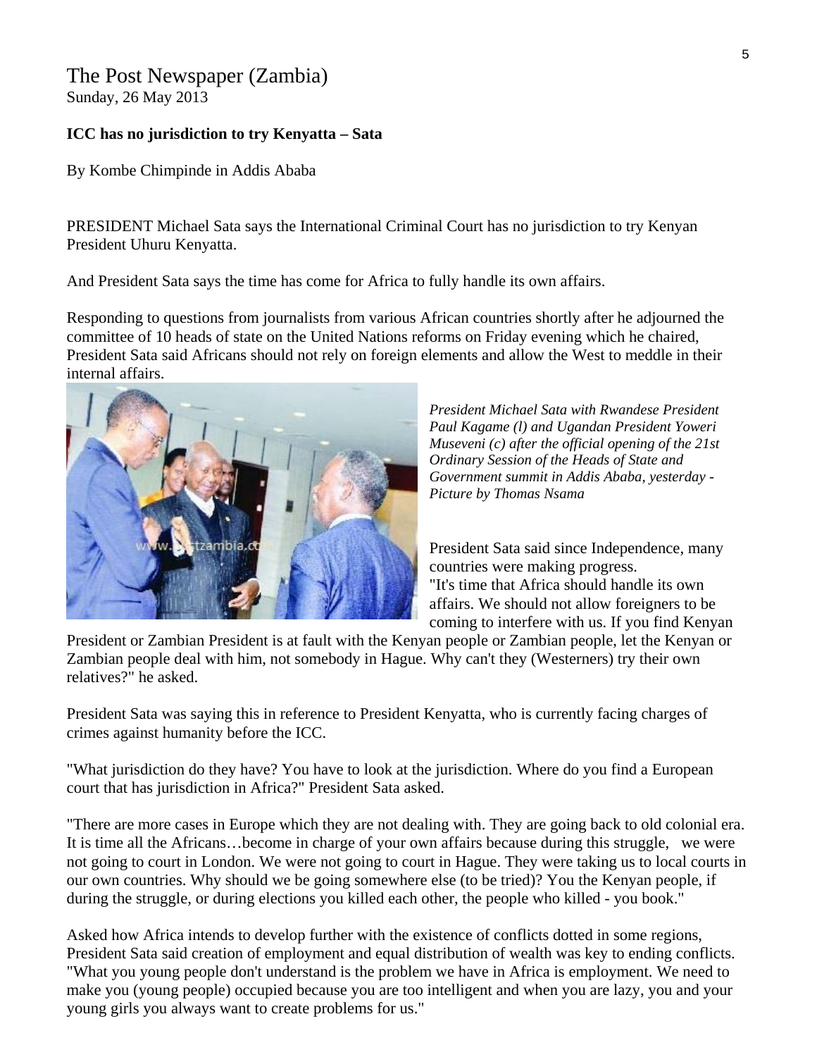# The Post Newspaper (Zambia)

Sunday, 26 May 2013

**ICC has no jurisdiction to try Kenyatta – Sata**

By Kombe Chimpinde in Addis Ababa

PRESIDENT Michael Sata says the International Criminal Court has no jurisdiction to try Kenyan President Uhuru Kenyatta.

And President Sata says the time has come for Africa to fully handle its own affairs.

Responding to questions from journalists from various African countries shortly after he adjourned the committee of 10 heads of state on the United Nations reforms on Friday evening which he chaired, President Sata said Africans should not rely on foreign elements and allow the West to meddle in their internal affairs.

*President Michael Sata with Rwandese President Paul Kagame (l) and Ugandan President Yoweri Museveni (c) after the official opening of the 21st Ordinary Session of the Heads of State and Government summit in Addis Ababa, yesterday - Picture by Thomas Nsama*

President Sata said since Independence, many countries were making progress.

"It's time that Africa should handle its own affairs. We should not allow foreigners to be coming to interfere with us. If you find Kenyan President or Zambian President is at fault with the Kenyan people or Zambian people, let the Kenyan or Zambian people deal with him, not somebody in Hague. Why can't they (Westerners) try their own relatives?" he asked.

President Sata was saying this in reference to President Kenyatta, who is currently facing charges of crimes against humanity before the ICC.

"What jurisdiction do they have? You have to look at the jurisdiction. Where do you find a European court that has jurisdiction in Africa?" President Sata asked.

"There are more cases in Europe which they are not dealing with. They are going back to old colonial era. It is time all the Africans…become in charge of your own affairs because during this struggle, we were not going to court in London. We were not going to court in Hague. They were taking us to local courts in our own countries. Why should we be going somewhere else (to be tried)? You the Kenyan people, if during the struggle, or during elections you killed each other, the people who killed - you book."

Asked how Africa intends to develop further with the existence of conflicts dotted in some regions, President Sata said creation of employment and equal distribution of wealth was key to ending conflicts. "What you young people don't understand is the problem we have in Africa is employment. We need to make you (young people) occupied because you are too intelligent and when you are lazy, you and your young girls you always want to create problems for us."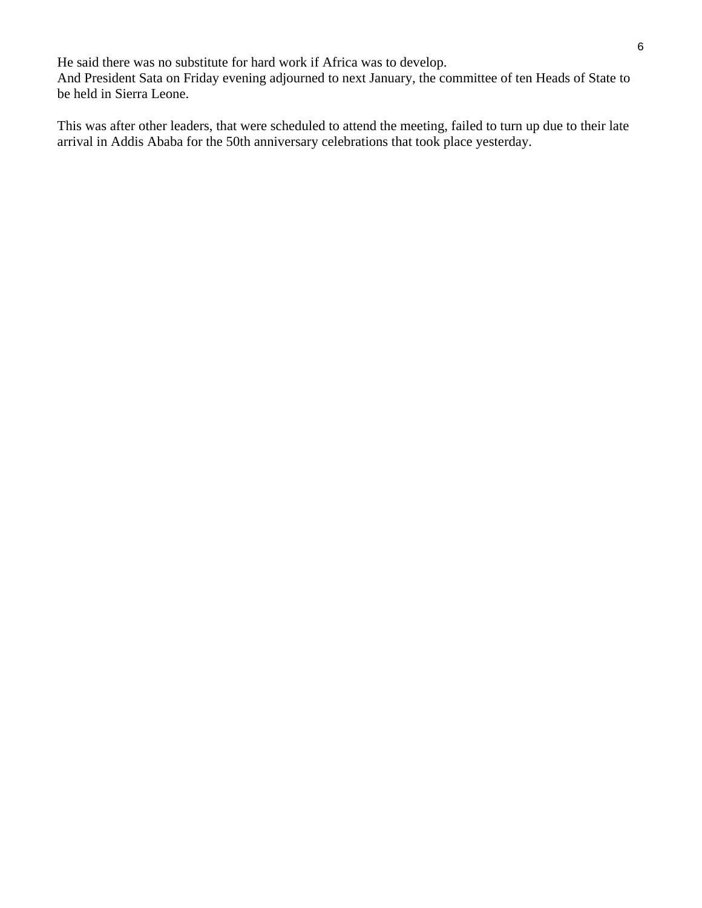He said there was no substitute for hard work if Africa was to develop.
And President Sata on Friday evening adjourned to next January, the committee of ten Heads of State to be held in Sierra Leone.

This was after other leaders, that were scheduled to attend the meeting, failed to turn up due to their late arrival in Addis Ababa for the 50th anniversary celebrations that took place yesterday.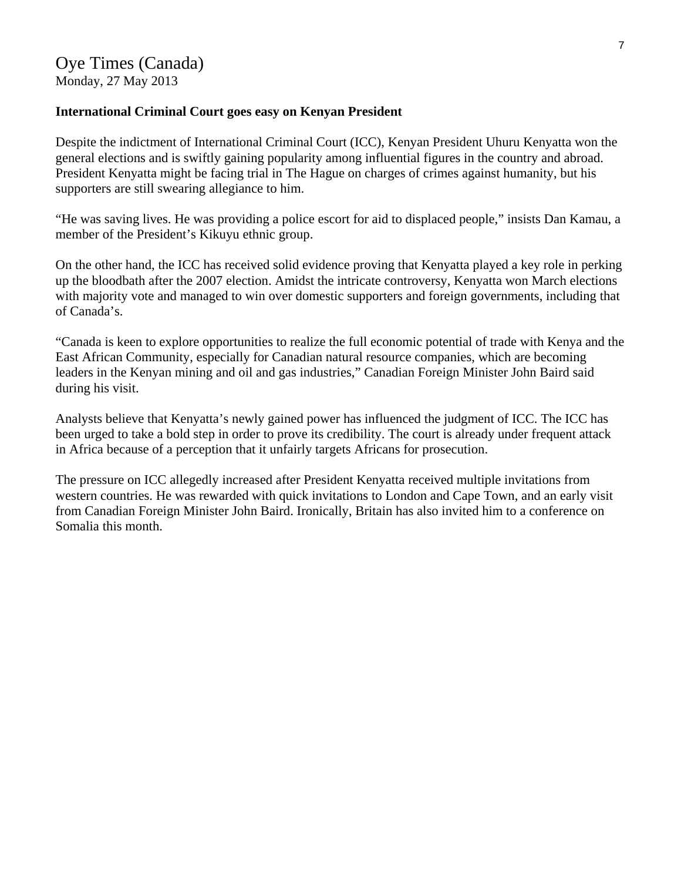Oye Times (Canada)
Monday, 27 May 2013

**International Criminal Court goes easy on Kenyan President**

Despite the indictment of International Criminal Court (ICC), Kenyan President Uhuru Kenyatta won the general elections and is swiftly gaining popularity among influential figures in the country and abroad. President Kenyatta might be facing trial in The Hague on charges of crimes against humanity, but his supporters are still swearing allegiance to him.

"He was saving lives. He was providing a police escort for aid to displaced people," insists Dan Kamau, a member of the President's Kikuyu ethnic group.

On the other hand, the ICC has received solid evidence proving that Kenyatta played a key role in perking up the bloodbath after the 2007 election. Amidst the intricate controversy, Kenyatta won March elections with majority vote and managed to win over domestic supporters and foreign governments, including that of Canada's.

"Canada is keen to explore opportunities to realize the full economic potential of trade with Kenya and the East African Community, especially for Canadian natural resource companies, which are becoming leaders in the Kenyan mining and oil and gas industries," Canadian Foreign Minister John Baird said during his visit.

Analysts believe that Kenyatta's newly gained power has influenced the judgment of ICC. The ICC has been urged to take a bold step in order to prove its credibility. The court is already under frequent attack in Africa because of a perception that it unfairly targets Africans for prosecution.

The pressure on ICC allegedly increased after President Kenyatta received multiple invitations from western countries. He was rewarded with quick invitations to London and Cape Town, and an early visit from Canadian Foreign Minister John Baird. Ironically, Britain has also invited him to a conference on Somalia this month.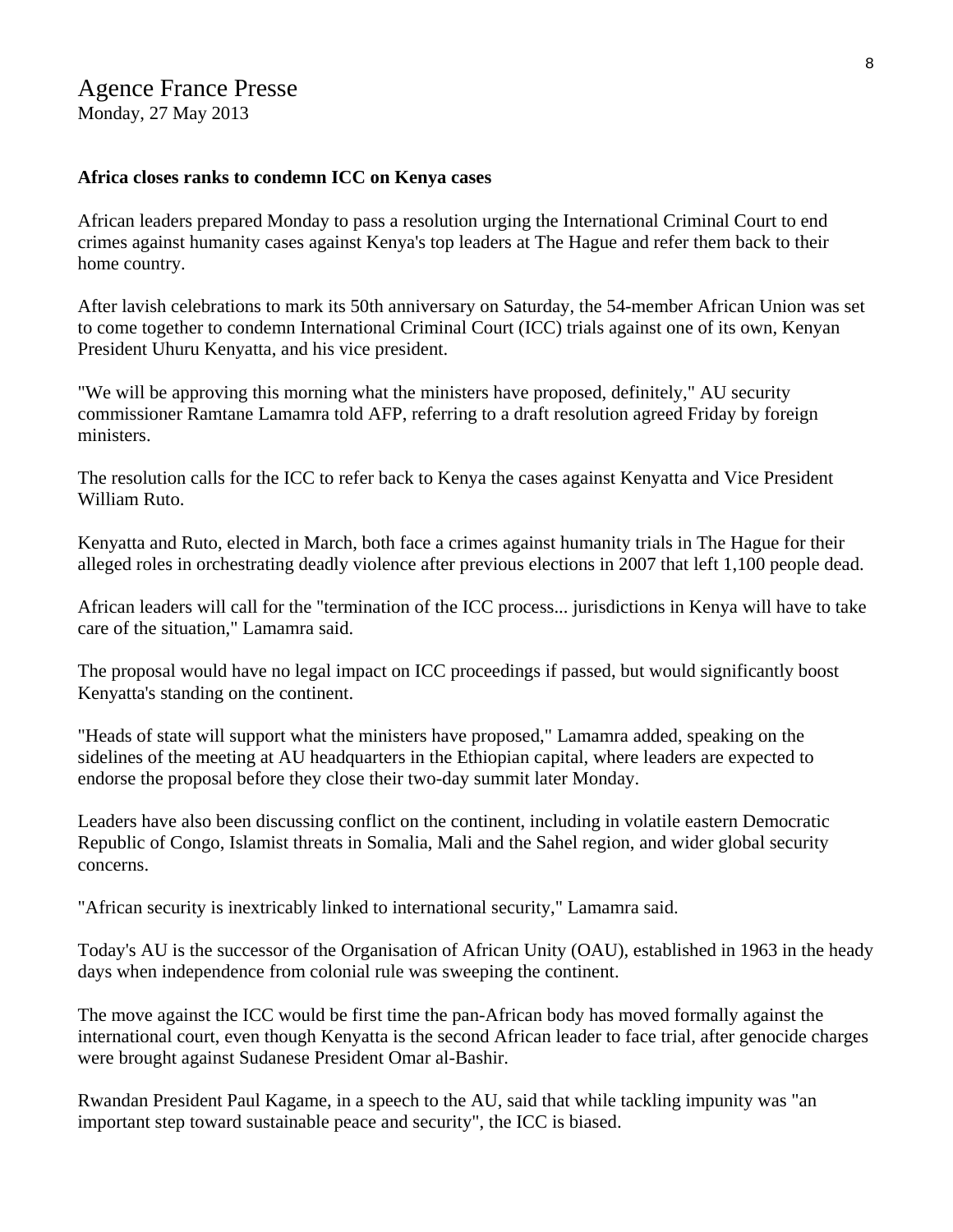Agence France Presse
Monday, 27 May 2013

**Africa closes ranks to condemn ICC on Kenya cases**

African leaders prepared Monday to pass a resolution urging the International Criminal Court to end crimes against humanity cases against Kenya's top leaders at The Hague and refer them back to their home country.

After lavish celebrations to mark its 50th anniversary on Saturday, the 54-member African Union was set to come together to condemn International Criminal Court (ICC) trials against one of its own, Kenyan President Uhuru Kenyatta, and his vice president.

"We will be approving this morning what the ministers have proposed, definitely," AU security commissioner Ramtane Lamamra told AFP, referring to a draft resolution agreed Friday by foreign ministers.

The resolution calls for the ICC to refer back to Kenya the cases against Kenyatta and Vice President William Ruto.

Kenyatta and Ruto, elected in March, both face a crimes against humanity trials in The Hague for their alleged roles in orchestrating deadly violence after previous elections in 2007 that left 1,100 people dead.

African leaders will call for the "termination of the ICC process... jurisdictions in Kenya will have to take care of the situation," Lamamra said.

The proposal would have no legal impact on ICC proceedings if passed, but would significantly boost Kenyatta's standing on the continent.

"Heads of state will support what the ministers have proposed," Lamamra added, speaking on the sidelines of the meeting at AU headquarters in the Ethiopian capital, where leaders are expected to endorse the proposal before they close their two-day summit later Monday.

Leaders have also been discussing conflict on the continent, including in volatile eastern Democratic Republic of Congo, Islamist threats in Somalia, Mali and the Sahel region, and wider global security concerns.

"African security is inextricably linked to international security," Lamamra said.

Today's AU is the successor of the Organisation of African Unity (OAU), established in 1963 in the heady days when independence from colonial rule was sweeping the continent.

The move against the ICC would be first time the pan-African body has moved formally against the international court, even though Kenyatta is the second African leader to face trial, after genocide charges were brought against Sudanese President Omar al-Bashir.

Rwandan President Paul Kagame, in a speech to the AU, said that while tackling impunity was "an important step toward sustainable peace and security", the ICC is biased.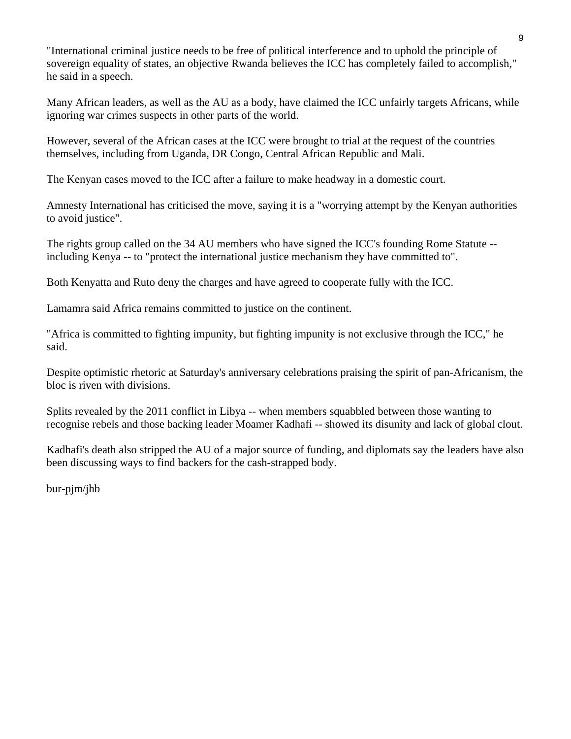"International criminal justice needs to be free of political interference and to uphold the principle of sovereign equality of states, an objective Rwanda believes the ICC has completely failed to accomplish," he said in a speech.

Many African leaders, as well as the AU as a body, have claimed the ICC unfairly targets Africans, while ignoring war crimes suspects in other parts of the world.

However, several of the African cases at the ICC were brought to trial at the request of the countries themselves, including from Uganda, DR Congo, Central African Republic and Mali.

The Kenyan cases moved to the ICC after a failure to make headway in a domestic court.

Amnesty International has criticised the move, saying it is a "worrying attempt by the Kenyan authorities to avoid justice".

The rights group called on the 34 AU members who have signed the ICC's founding Rome Statute -- including Kenya -- to "protect the international justice mechanism they have committed to".

Both Kenyatta and Ruto deny the charges and have agreed to cooperate fully with the ICC.

Lamamra said Africa remains committed to justice on the continent.

"Africa is committed to fighting impunity, but fighting impunity is not exclusive through the ICC," he said.

Despite optimistic rhetoric at Saturday's anniversary celebrations praising the spirit of pan-Africanism, the bloc is riven with divisions.

Splits revealed by the 2011 conflict in Libya -- when members squabbled between those wanting to recognise rebels and those backing leader Moamer Kadhafi -- showed its disunity and lack of global clout.

Kadhafi's death also stripped the AU of a major source of funding, and diplomats say the leaders have also been discussing ways to find backers for the cash-strapped body.

bur-pjm/jhb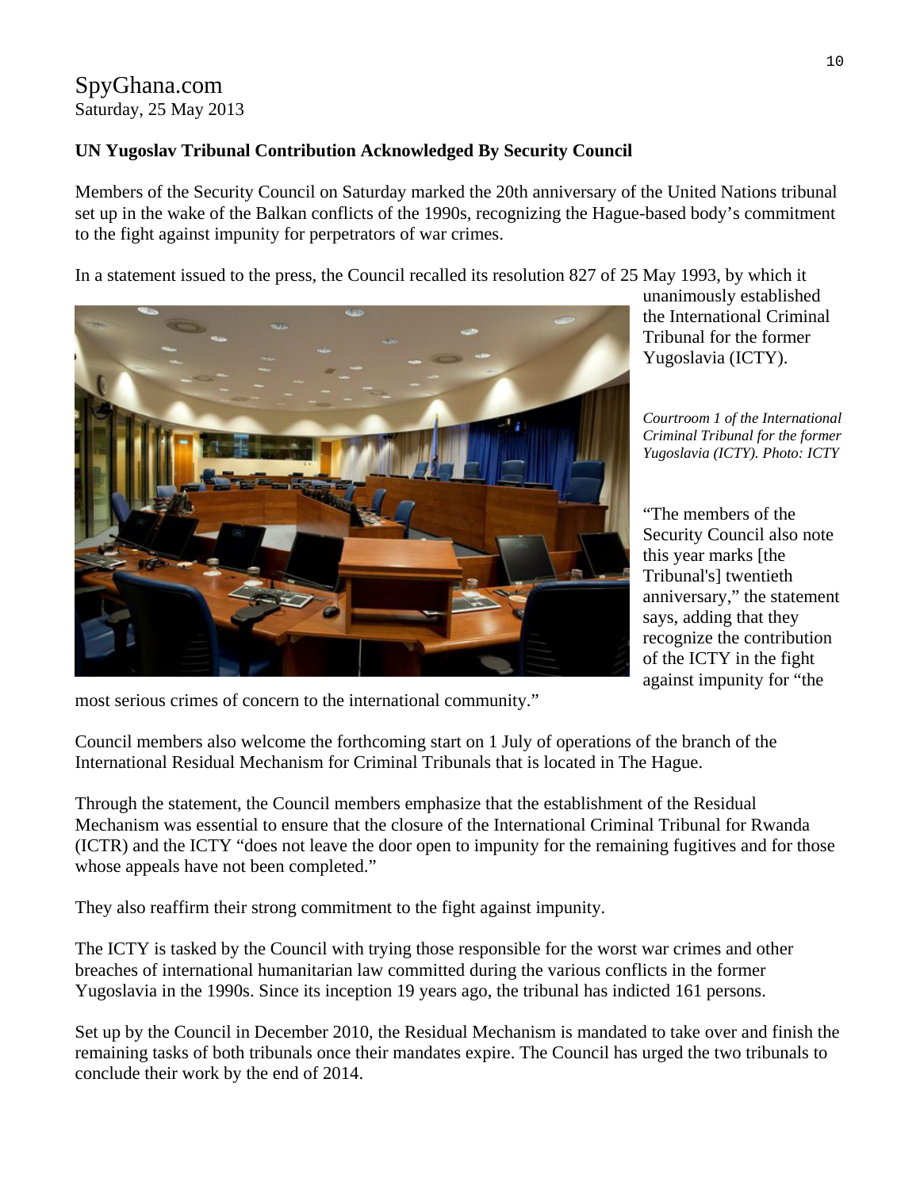SpyGhana.com
Saturday, 25 May 2013

**UN Yugoslav Tribunal Contribution Acknowledged By Security Council**

Members of the Security Council on Saturday marked the 20th anniversary of the United Nations tribunal set up in the wake of the Balkan conflicts of the 1990s, recognizing the Hague-based body's commitment to the fight against impunity for perpetrators of war crimes.

In a statement issued to the press, the Council recalled its resolution 827 of 25 May 1993, by which it unanimously established the International Criminal Tribunal for the former Yugoslavia (ICTY).

*Courtroom 1 of the International Criminal Tribunal for the former Yugoslavia (ICTY). Photo: ICTY*

"The members of the Security Council also note this year marks [the Tribunal's] twentieth anniversary," the statement says, adding that they recognize the contribution of the ICTY in the fight against impunity for "the most serious crimes of concern to the international community."

Council members also welcome the forthcoming start on 1 July of operations of the branch of the International Residual Mechanism for Criminal Tribunals that is located in The Hague.

Through the statement, the Council members emphasize that the establishment of the Residual Mechanism was essential to ensure that the closure of the International Criminal Tribunal for Rwanda (ICTR) and the ICTY "does not leave the door open to impunity for the remaining fugitives and for those whose appeals have not been completed."

They also reaffirm their strong commitment to the fight against impunity.

The ICTY is tasked by the Council with trying those responsible for the worst war crimes and other breaches of international humanitarian law committed during the various conflicts in the former Yugoslavia in the 1990s. Since its inception 19 years ago, the tribunal has indicted 161 persons.

Set up by the Council in December 2010, the Residual Mechanism is mandated to take over and finish the remaining tasks of both tribunals once their mandates expire. The Council has urged the two tribunals to conclude their work by the end of 2014.